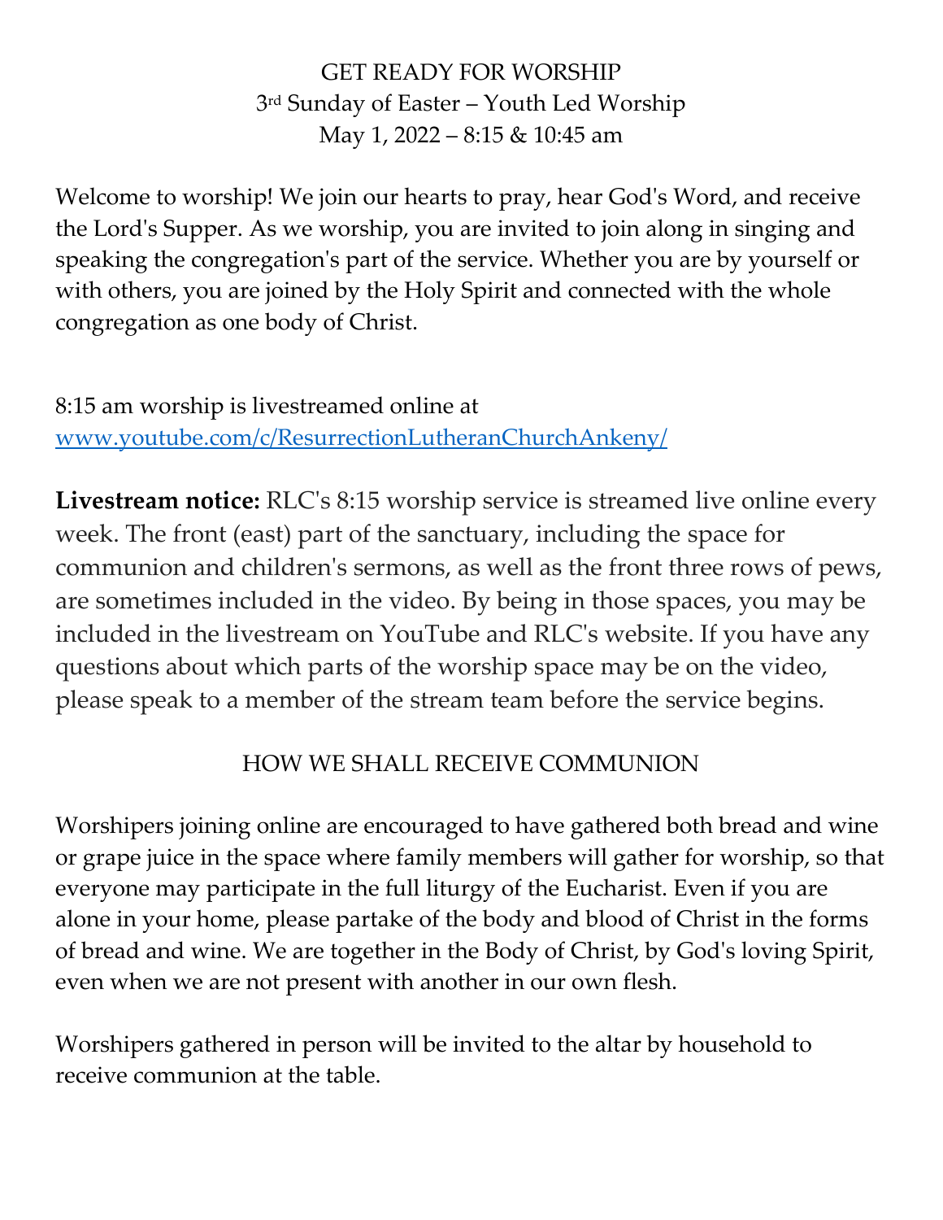# GET READY FOR WORSHIP

3rd Sunday of Easter – Youth Led Worship

May 1, 2022 – 8:15 & 10:45 am

Welcome to worship! We join our hearts to pray, hear God's Word, and receive the Lord's Supper. As we worship, you are invited to join along in singing and speaking the congregation's part of the service. Whether you are by yourself or with others, you are joined by the Holy Spirit and connected with the whole congregation as one body of Christ.

8:15 am worship is livestreamed online at [www.youtube.com/c/ResurrectionLutheranChurchAnkeny/](www.youtube.com/c/ResurrectionLutheranChurchAnkeny/)

**Livestream notice:** RLC's 8:15 worship service is streamed live online every week. The front (east) part of the sanctuary, including the space for communion and children's sermons, as well as the front three rows of pews, are sometimes included in the video. By being in those spaces, you may be included in the livestream on YouTube and RLC's website. If you have any questions about which parts of the worship space may be on the video, please speak to a member of the stream team before the service begins.

## HOW WE SHALL RECEIVE COMMUNION

Worshipers joining online are encouraged to have gathered both bread and wine or grape juice in the space where family members will gather for worship, so that everyone may participate in the full liturgy of the Eucharist. Even if you are alone in your home, please partake of the body and blood of Christ in the forms of bread and wine. We are together in the Body of Christ, by God's loving Spirit, even when we are not present with another in our own flesh.

Worshipers gathered in person will be invited to the altar by household to receive communion at the table.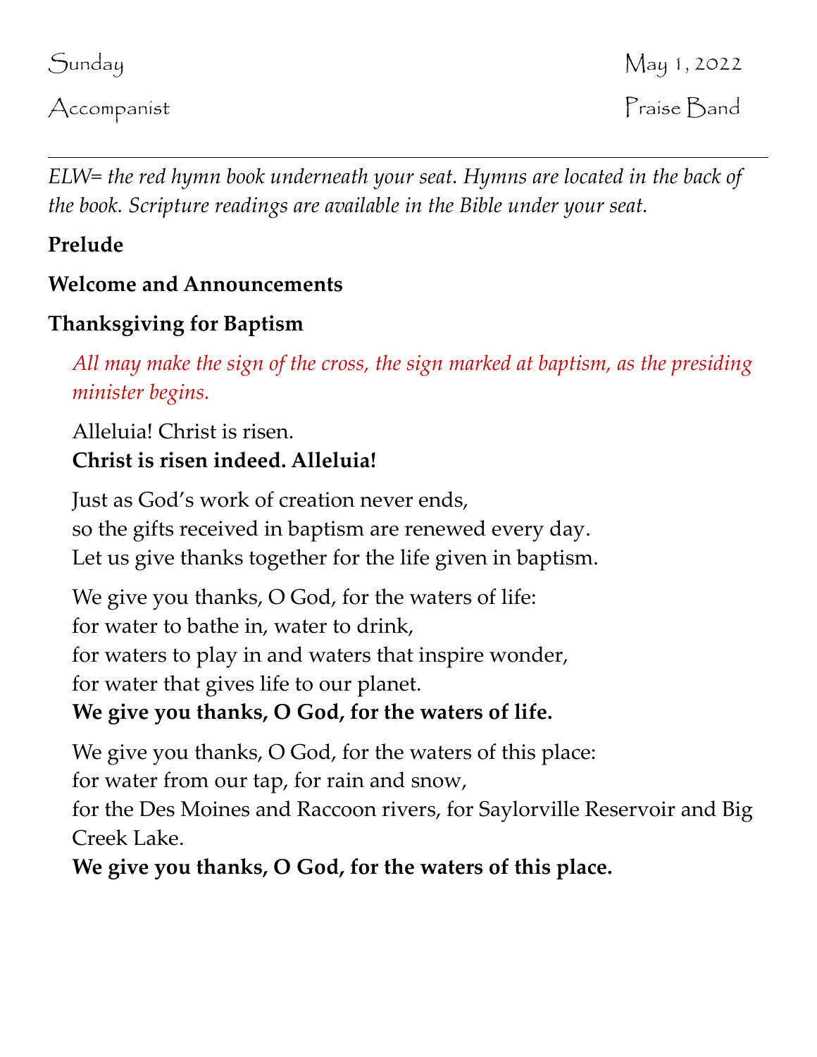Sunday May 1, 2022

Accompanist Praise Band

---

*ELW= the red hymn book underneath your seat. Hymns are located in the back of the book. Scripture readings are available in the Bible under your seat.*

**Prelude**

**Welcome and Announcements**

**Thanksgiving for Baptism**

*All may make the sign of the cross, the sign marked at baptism, as the presiding minister begins.*

Alleluia! Christ is risen.
**Christ is risen indeed. Alleluia!**

Just as God's work of creation never ends,
so the gifts received in baptism are renewed every day.
Let us give thanks together for the life given in baptism.

We give you thanks, O God, for the waters of life:
for water to bathe in, water to drink,
for waters to play in and waters that inspire wonder,
for water that gives life to our planet.
**We give you thanks, O God, for the waters of life.**

We give you thanks, O God, for the waters of this place:
for water from our tap, for rain and snow,
for the Des Moines and Raccoon rivers, for Saylorville Reservoir and Big Creek Lake.
**We give you thanks, O God, for the waters of this place.**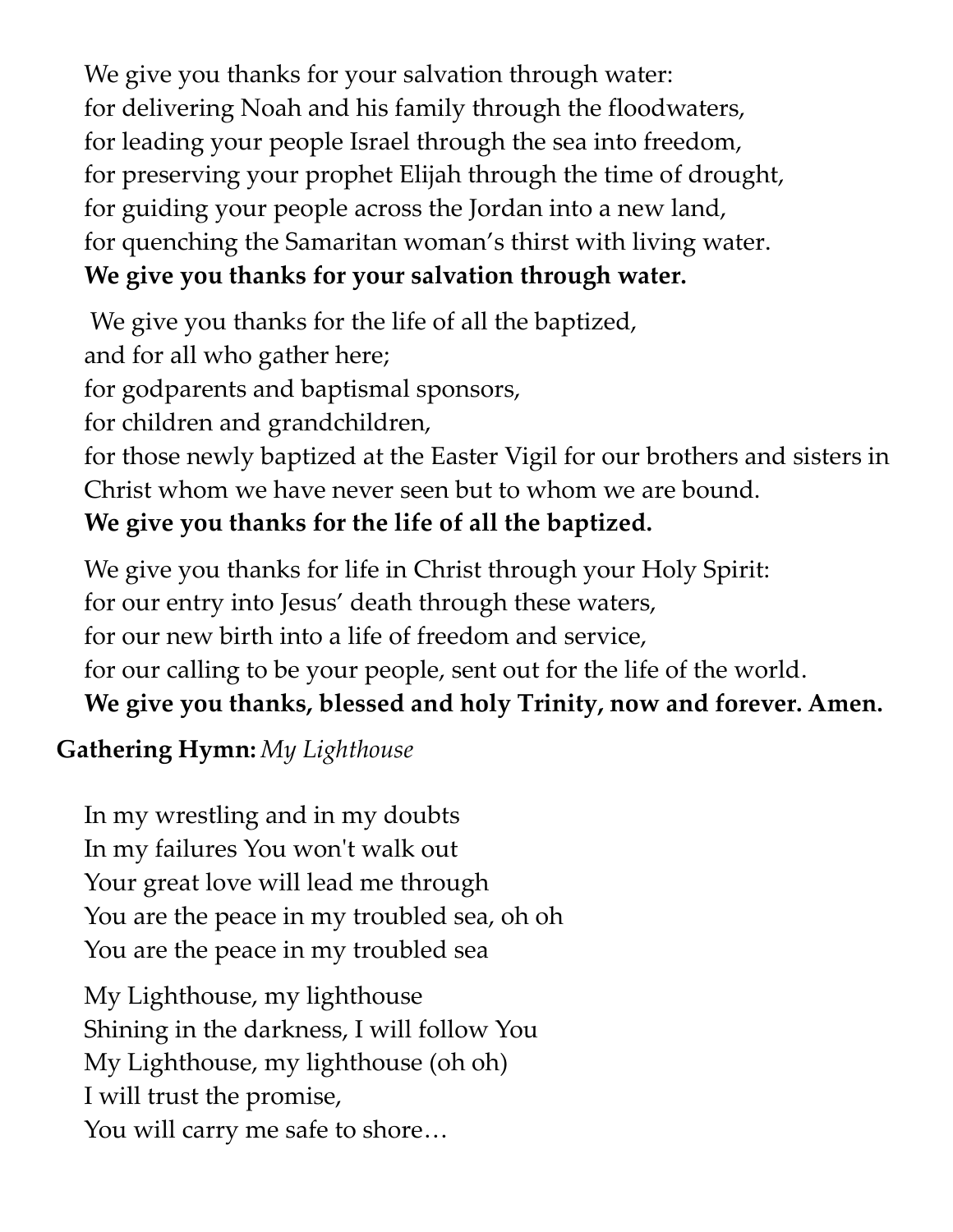We give you thanks for your salvation through water:
for delivering Noah and his family through the floodwaters,
for leading your people Israel through the sea into freedom,
for preserving your prophet Elijah through the time of drought,
for guiding your people across the Jordan into a new land,
for quenching the Samaritan woman's thirst with living water.
**We give you thanks for your salvation through water.**

We give you thanks for the life of all the baptized,
and for all who gather here;
for godparents and baptismal sponsors,
for children and grandchildren,
for those newly baptized at the Easter Vigil for our brothers and sisters in Christ whom we have never seen but to whom we are bound.
**We give you thanks for the life of all the baptized.**

We give you thanks for life in Christ through your Holy Spirit:
for our entry into Jesus' death through these waters,
for our new birth into a life of freedom and service,
for our calling to be your people, sent out for the life of the world.
**We give you thanks, blessed and holy Trinity, now and forever. Amen.**

**Gathering Hymn:** *My Lighthouse*

In my wrestling and in my doubts
In my failures You won't walk out
Your great love will lead me through
You are the peace in my troubled sea, oh oh
You are the peace in my troubled sea

My Lighthouse, my lighthouse
Shining in the darkness, I will follow You
My Lighthouse, my lighthouse (oh oh)
I will trust the promise,
You will carry me safe to shore…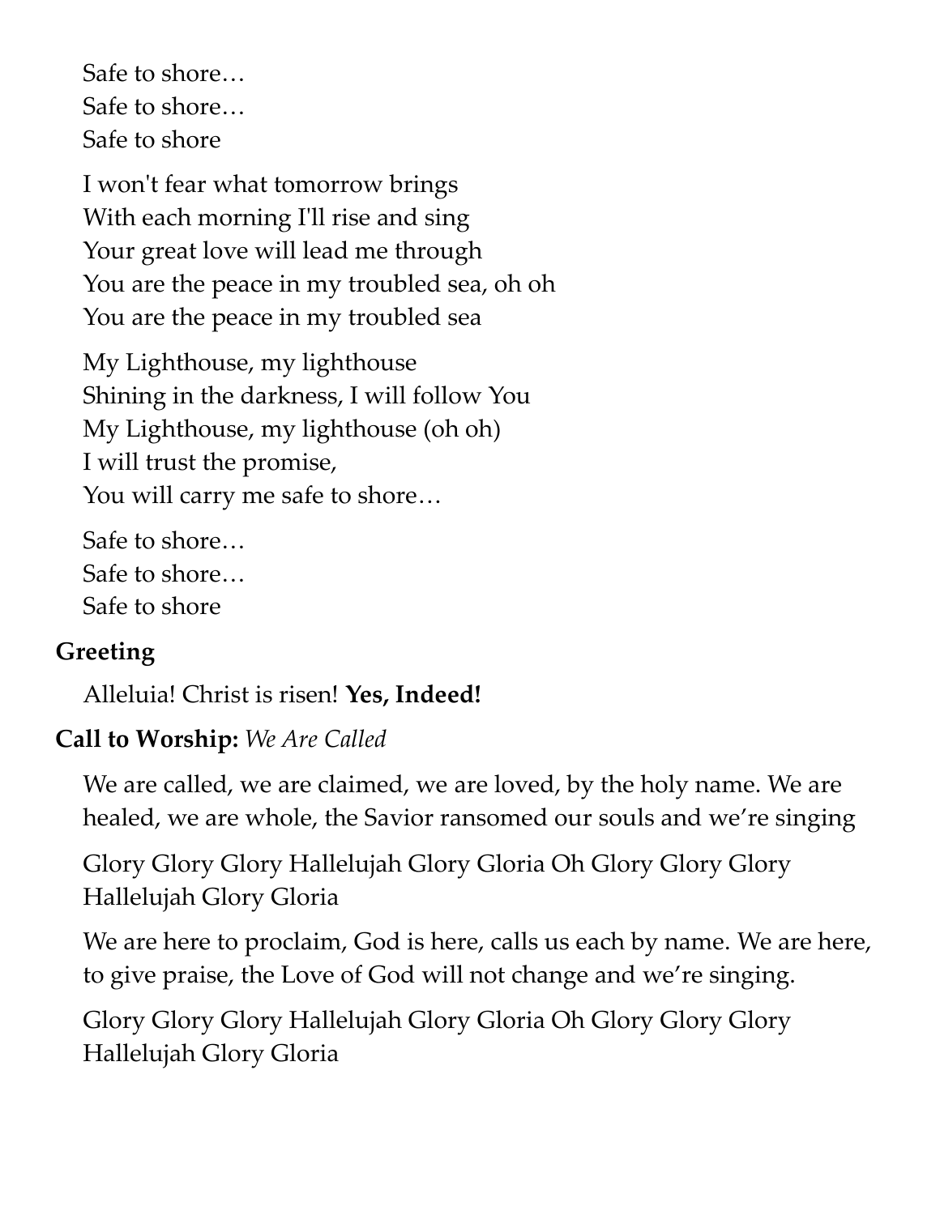Safe to shore…  
Safe to shore…  
Safe to shore

I won't fear what tomorrow brings  
With each morning I'll rise and sing  
Your great love will lead me through  
You are the peace in my troubled sea, oh oh  
You are the peace in my troubled sea

My Lighthouse, my lighthouse  
Shining in the darkness, I will follow You  
My Lighthouse, my lighthouse (oh oh)  
I will trust the promise,  
You will carry me safe to shore…

Safe to shore…  
Safe to shore…  
Safe to shore

**Greeting**

Alleluia! Christ is risen! **Yes, Indeed!**

**Call to Worship:** *We Are Called*

We are called, we are claimed, we are loved, by the holy name. We are healed, we are whole, the Savior ransomed our souls and we're singing

Glory Glory Glory Hallelujah Glory Gloria Oh Glory Glory Glory Hallelujah Glory Gloria

We are here to proclaim, God is here, calls us each by name. We are here, to give praise, the Love of God will not change and we're singing.

Glory Glory Glory Hallelujah Glory Gloria Oh Glory Glory Glory Hallelujah Glory Gloria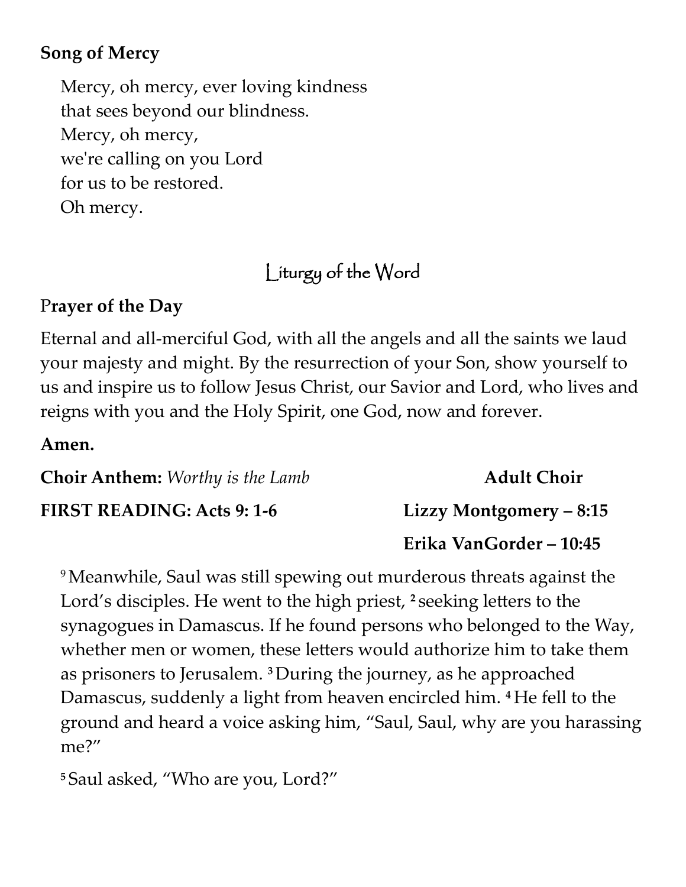**Song of Mercy**

Mercy, oh mercy, ever loving kindness
that sees beyond our blindness.
Mercy, oh mercy,
we're calling on you Lord
for us to be restored.
Oh mercy.

## Liturgy of the Word

**Prayer of the Day**

Eternal and all-merciful God, with all the angels and all the saints we laud your majesty and might. By the resurrection of your Son, show yourself to us and inspire us to follow Jesus Christ, our Savior and Lord, who lives and reigns with you and the Holy Spirit, one God, now and forever.

**Amen.**

**Choir Anthem:** *Worthy is the Lamb* — **Adult Choir**

**FIRST READING: Acts 9: 1-6** — **Lizzy Montgomery – 8:15**
**Erika VanGorder – 10:45**

[9] Meanwhile, Saul was still spewing out murderous threats against the Lord's disciples. He went to the high priest, [2] seeking letters to the synagogues in Damascus. If he found persons who belonged to the Way, whether men or women, these letters would authorize him to take them as prisoners to Jerusalem. [3] During the journey, as he approached Damascus, suddenly a light from heaven encircled him. [4] He fell to the ground and heard a voice asking him, "Saul, Saul, why are you harassing me?"

[5] Saul asked, "Who are you, Lord?"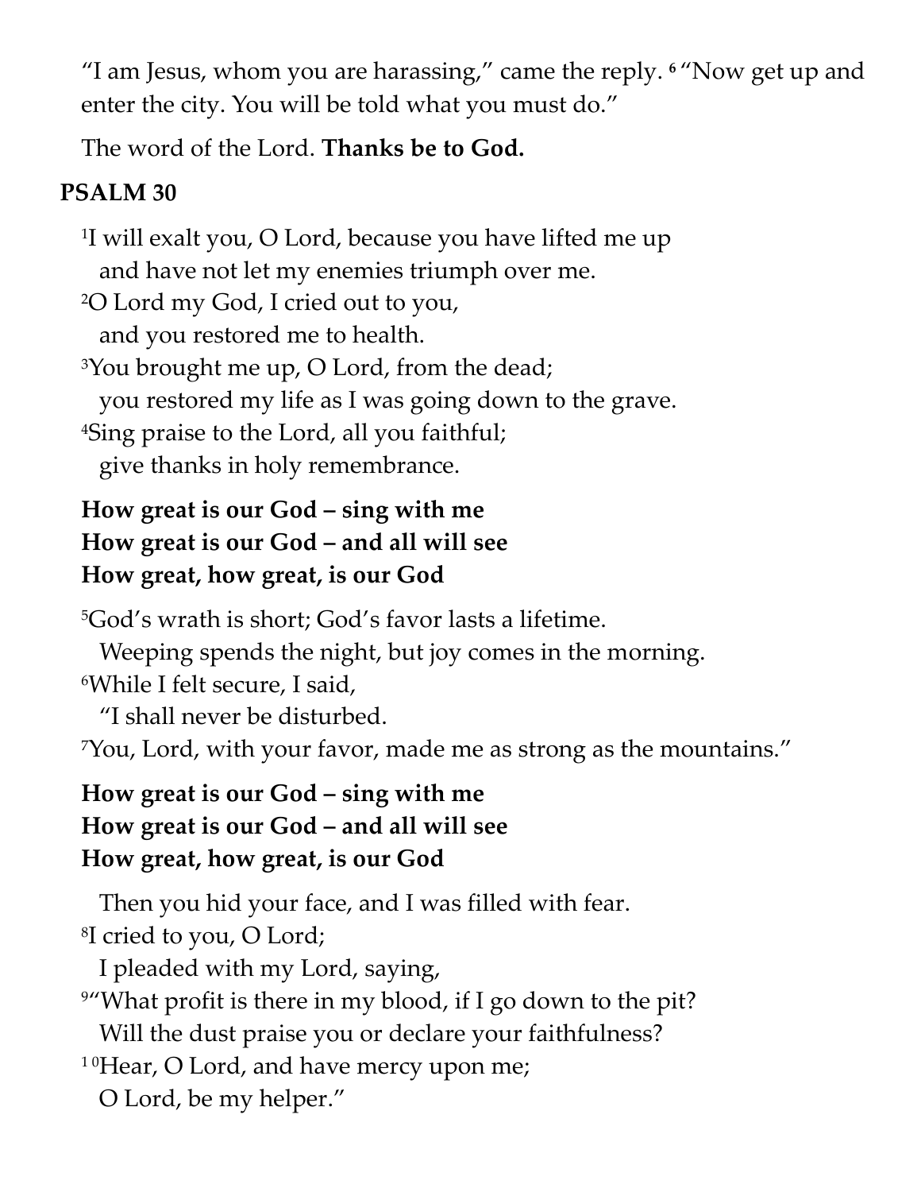"I am Jesus, whom you are harassing," came the reply. [6] "Now get up and enter the city. You will be told what you must do."

The word of the Lord. **Thanks be to God.**

## PSALM 30

[1]I will exalt you, O Lord, because you have lifted me up
and have not let my enemies triumph over me.
[2]O Lord my God, I cried out to you,
and you restored me to health.
[3]You brought me up, O Lord, from the dead;
you restored my life as I was going down to the grave.
[4]Sing praise to the Lord, all you faithful;
give thanks in holy remembrance.

**How great is our God – sing with me**
**How great is our God – and all will see**
**How great, how great, is our God**

[5]God's wrath is short; God's favor lasts a lifetime.
Weeping spends the night, but joy comes in the morning.
[6]While I felt secure, I said,
"I shall never be disturbed.
[7]You, Lord, with your favor, made me as strong as the mountains."

**How great is our God – sing with me**
**How great is our God – and all will see**
**How great, how great, is our God**

Then you hid your face, and I was filled with fear.
[8]I cried to you, O Lord;
I pleaded with my Lord, saying,
[9]"What profit is there in my blood, if I go down to the pit?
Will the dust praise you or declare your faithfulness?
[10]Hear, O Lord, and have mercy upon me;
O Lord, be my helper."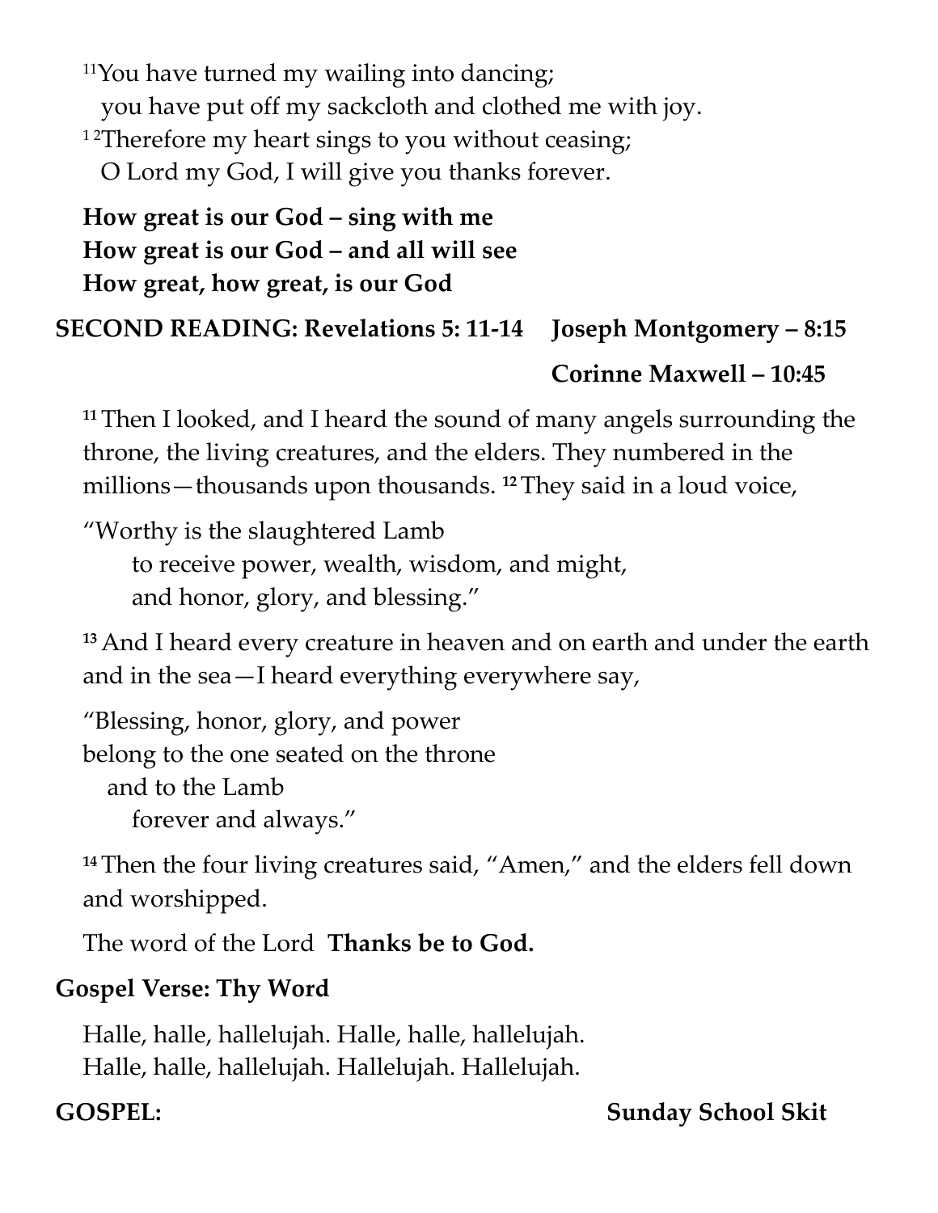[11]You have turned my wailing into dancing;
  you have put off my sackcloth and clothed me with joy.
[12]Therefore my heart sings to you without ceasing;
  O Lord my God, I will give you thanks forever.

**How great is our God – sing with me**
**How great is our God – and all will see**
**How great, how great, is our God**

**SECOND READING: Revelations 5: 11-14** **Joseph Montgomery – 8:15**
**Corinne Maxwell – 10:45**

**[11]** Then I looked, and I heard the sound of many angels surrounding the throne, the living creatures, and the elders. They numbered in the millions—thousands upon thousands. **[12]** They said in a loud voice,

"Worthy is the slaughtered Lamb
  to receive power, wealth, wisdom, and might,
  and honor, glory, and blessing."

**[13]** And I heard every creature in heaven and on earth and under the earth and in the sea—I heard everything everywhere say,

"Blessing, honor, glory, and power
belong to the one seated on the throne
  and to the Lamb
    forever and always."

**[14]** Then the four living creatures said, "Amen," and the elders fell down and worshipped.

The word of the Lord **Thanks be to God.**

**Gospel Verse: Thy Word**

Halle, halle, hallelujah. Halle, halle, hallelujah.
Halle, halle, hallelujah. Hallelujah. Hallelujah.

**GOSPEL:** **Sunday School Skit**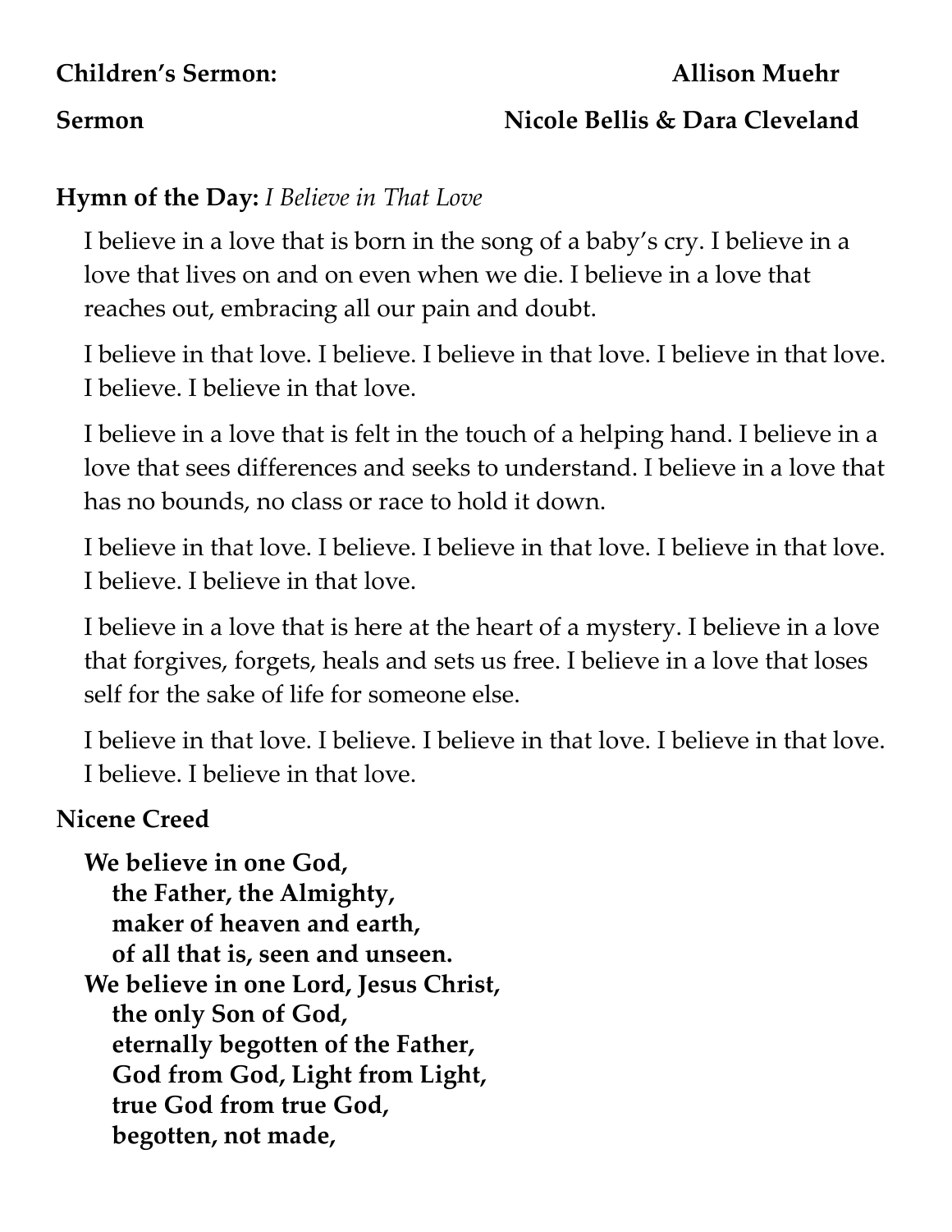**Children's Sermon:** **Allison Muehr**

**Sermon** **Nicole Bellis & Dara Cleveland**

**Hymn of the Day:** *I Believe in That Love*

I believe in a love that is born in the song of a baby's cry. I believe in a love that lives on and on even when we die. I believe in a love that reaches out, embracing all our pain and doubt.

I believe in that love. I believe. I believe in that love. I believe in that love. I believe. I believe in that love.

I believe in a love that is felt in the touch of a helping hand. I believe in a love that sees differences and seeks to understand. I believe in a love that has no bounds, no class or race to hold it down.

I believe in that love. I believe. I believe in that love. I believe in that love. I believe. I believe in that love.

I believe in a love that is here at the heart of a mystery. I believe in a love that forgives, forgets, heals and sets us free. I believe in a love that loses self for the sake of life for someone else.

I believe in that love. I believe. I believe in that love. I believe in that love. I believe. I believe in that love.

**Nicene Creed**

**We believe in one God,**
**the Father, the Almighty,**
**maker of heaven and earth,**
**of all that is, seen and unseen.**
**We believe in one Lord, Jesus Christ,**
**the only Son of God,**
**eternally begotten of the Father,**
**God from God, Light from Light,**
**true God from true God,**
**begotten, not made,**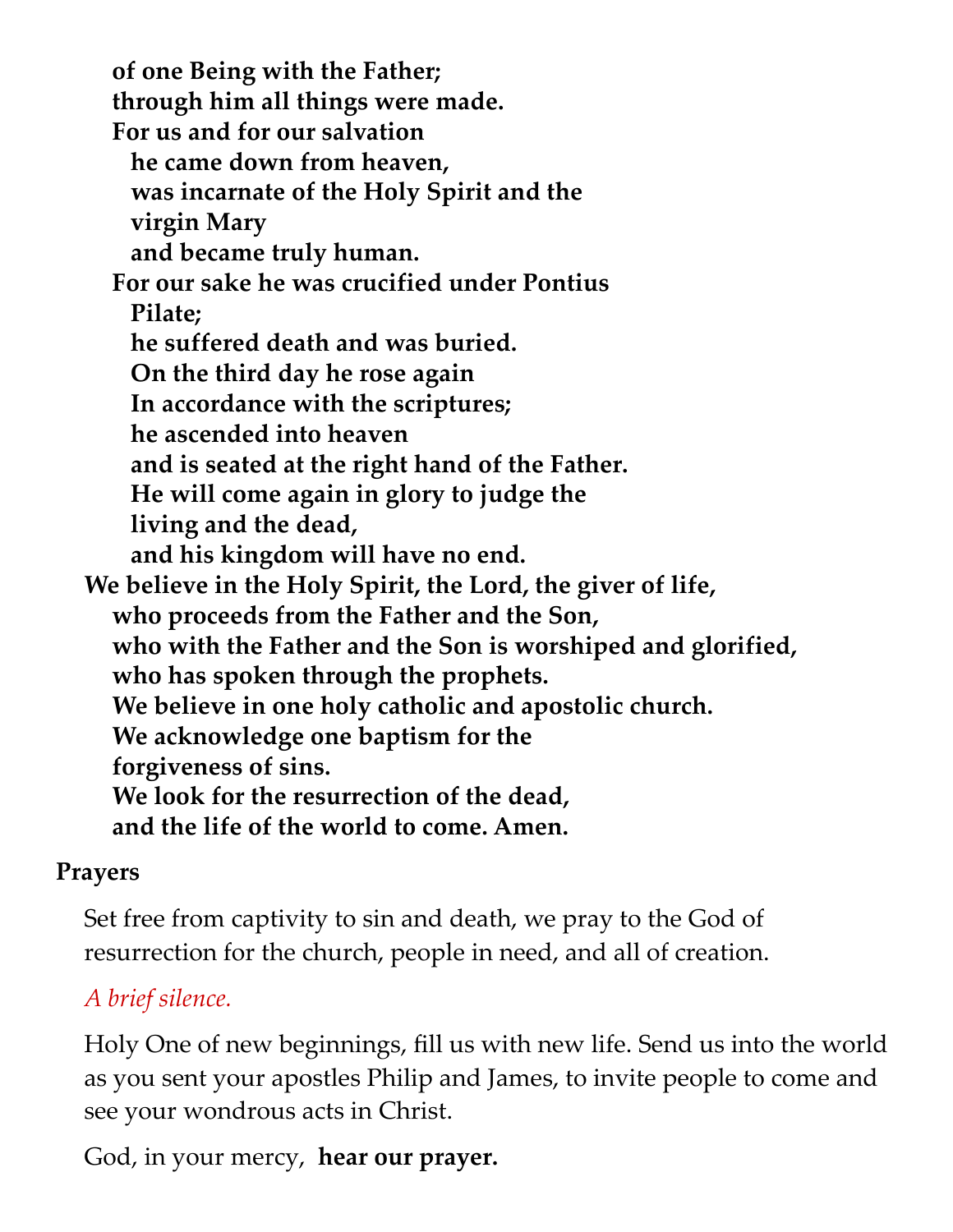**of one Being with the Father;**
**through him all things were made.**
**For us and for our salvation**
**he came down from heaven,**
**was incarnate of the Holy Spirit and the virgin Mary**
**and became truly human.**
**For our sake he was crucified under Pontius Pilate;**
**he suffered death and was buried.**
**On the third day he rose again**
**In accordance with the scriptures;**
**he ascended into heaven**
**and is seated at the right hand of the Father.**
**He will come again in glory to judge the living and the dead,**
**and his kingdom will have no end.**
**We believe in the Holy Spirit, the Lord, the giver of life,**
**who proceeds from the Father and the Son,**
**who with the Father and the Son is worshiped and glorified,**
**who has spoken through the prophets.**
**We believe in one holy catholic and apostolic church.**
**We acknowledge one baptism for the forgiveness of sins.**
**We look for the resurrection of the dead,**
**and the life of the world to come. Amen.**

**Prayers**

Set free from captivity to sin and death, we pray to the God of resurrection for the church, people in need, and all of creation.

*A brief silence.*

Holy One of new beginnings, fill us with new life. Send us into the world as you sent your apostles Philip and James, to invite people to come and see your wondrous acts in Christ.

God, in your mercy, **hear our prayer.**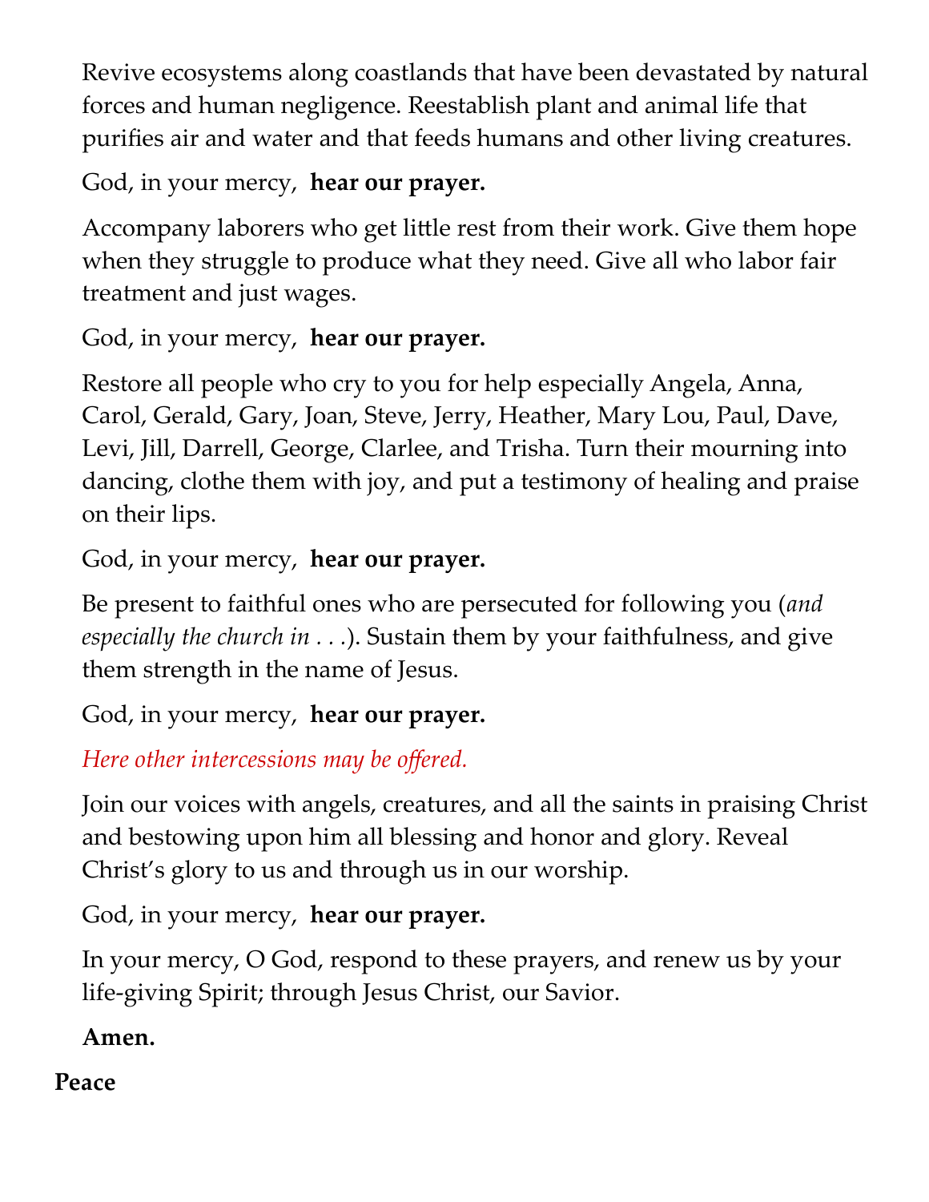Revive ecosystems along coastlands that have been devastated by natural forces and human negligence. Reestablish plant and animal life that purifies air and water and that feeds humans and other living creatures.

God, in your mercy, **hear our prayer.**

Accompany laborers who get little rest from their work. Give them hope when they struggle to produce what they need. Give all who labor fair treatment and just wages.

God, in your mercy, **hear our prayer.**

Restore all people who cry to you for help especially Angela, Anna, Carol, Gerald, Gary, Joan, Steve, Jerry, Heather, Mary Lou, Paul, Dave, Levi, Jill, Darrell, George, Clarlee, and Trisha. Turn their mourning into dancing, clothe them with joy, and put a testimony of healing and praise on their lips.

God, in your mercy, **hear our prayer.**

Be present to faithful ones who are persecuted for following you (*and especially the church in . . .*). Sustain them by your faithfulness, and give them strength in the name of Jesus.

God, in your mercy, **hear our prayer.**

*Here other intercessions may be offered.*

Join our voices with angels, creatures, and all the saints in praising Christ and bestowing upon him all blessing and honor and glory. Reveal Christ's glory to us and through us in our worship.

God, in your mercy, **hear our prayer.**

In your mercy, O God, respond to these prayers, and renew us by your life-giving Spirit; through Jesus Christ, our Savior.

**Amen.**

**Peace**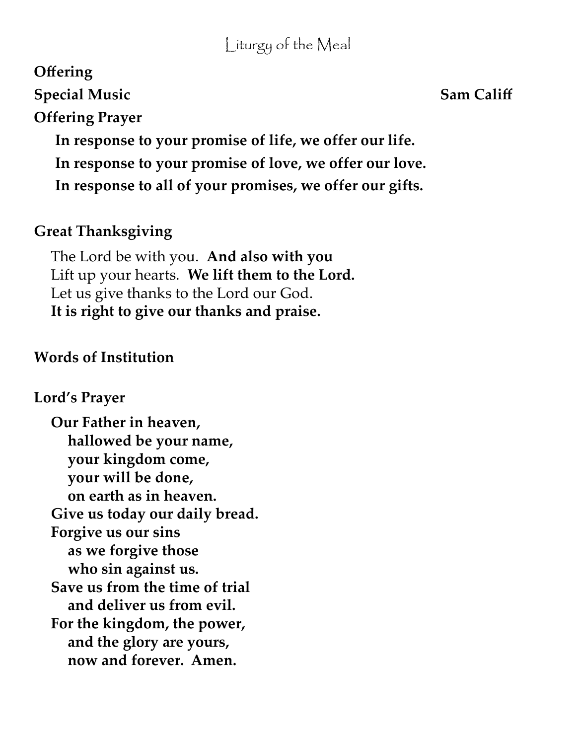# Liturgy of the Meal

**Offering**

**Special Music** **Sam Califf**

**Offering Prayer**

**In response to your promise of life, we offer our life.**
**In response to your promise of love, we offer our love.**
**In response to all of your promises, we offer our gifts.**

**Great Thanksgiving**

The Lord be with you. **And also with you**
Lift up your hearts. **We lift them to the Lord.**
Let us give thanks to the Lord our God.
**It is right to give our thanks and praise.**

**Words of Institution**

**Lord's Prayer**

**Our Father in heaven,**
**hallowed be your name,**
**your kingdom come,**
**your will be done,**
**on earth as in heaven.**
**Give us today our daily bread.**
**Forgive us our sins**
**as we forgive those**
**who sin against us.**
**Save us from the time of trial**
**and deliver us from evil.**
**For the kingdom, the power,**
**and the glory are yours,**
**now and forever. Amen.**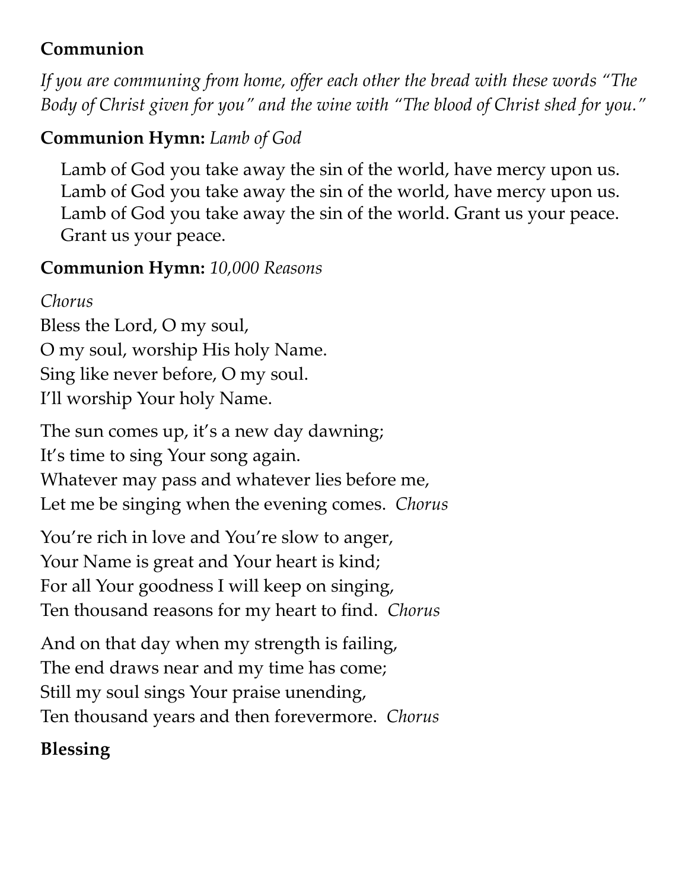**Communion**

*If you are communing from home, offer each other the bread with these words "The Body of Christ given for you" and the wine with "The blood of Christ shed for you."*

**Communion Hymn:** *Lamb of God*

Lamb of God you take away the sin of the world, have mercy upon us.
Lamb of God you take away the sin of the world, have mercy upon us.
Lamb of God you take away the sin of the world. Grant us your peace.
Grant us your peace.

**Communion Hymn:** *10,000 Reasons*

*Chorus*
Bless the Lord, O my soul,
O my soul, worship His holy Name.
Sing like never before, O my soul.
I'll worship Your holy Name.

The sun comes up, it's a new day dawning;
It's time to sing Your song again.
Whatever may pass and whatever lies before me,
Let me be singing when the evening comes. *Chorus*

You're rich in love and You're slow to anger,
Your Name is great and Your heart is kind;
For all Your goodness I will keep on singing,
Ten thousand reasons for my heart to find. *Chorus*

And on that day when my strength is failing,
The end draws near and my time has come;
Still my soul sings Your praise unending,
Ten thousand years and then forevermore. *Chorus*

**Blessing**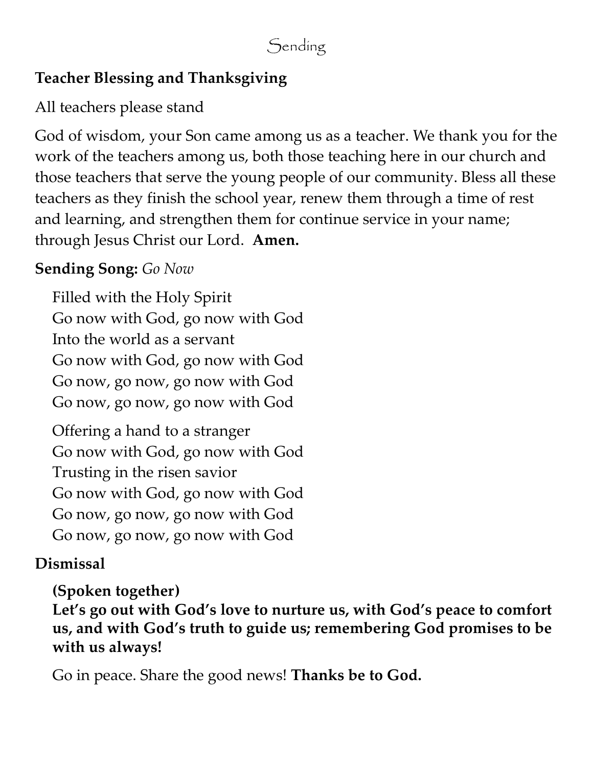# Sending

**Teacher Blessing and Thanksgiving**

All teachers please stand

God of wisdom, your Son came among us as a teacher. We thank you for the work of the teachers among us, both those teaching here in our church and those teachers that serve the young people of our community. Bless all these teachers as they finish the school year, renew them through a time of rest and learning, and strengthen them for continue service in your name; through Jesus Christ our Lord. **Amen.**

**Sending Song:** *Go Now*

Filled with the Holy Spirit
Go now with God, go now with God
Into the world as a servant
Go now with God, go now with God
Go now, go now, go now with God
Go now, go now, go now with God

Offering a hand to a stranger
Go now with God, go now with God
Trusting in the risen savior
Go now with God, go now with God
Go now, go now, go now with God
Go now, go now, go now with God

**Dismissal**

**(Spoken together)**
**Let's go out with God's love to nurture us, with God's peace to comfort us, and with God's truth to guide us; remembering God promises to be with us always!**

Go in peace. Share the good news! **Thanks be to God.**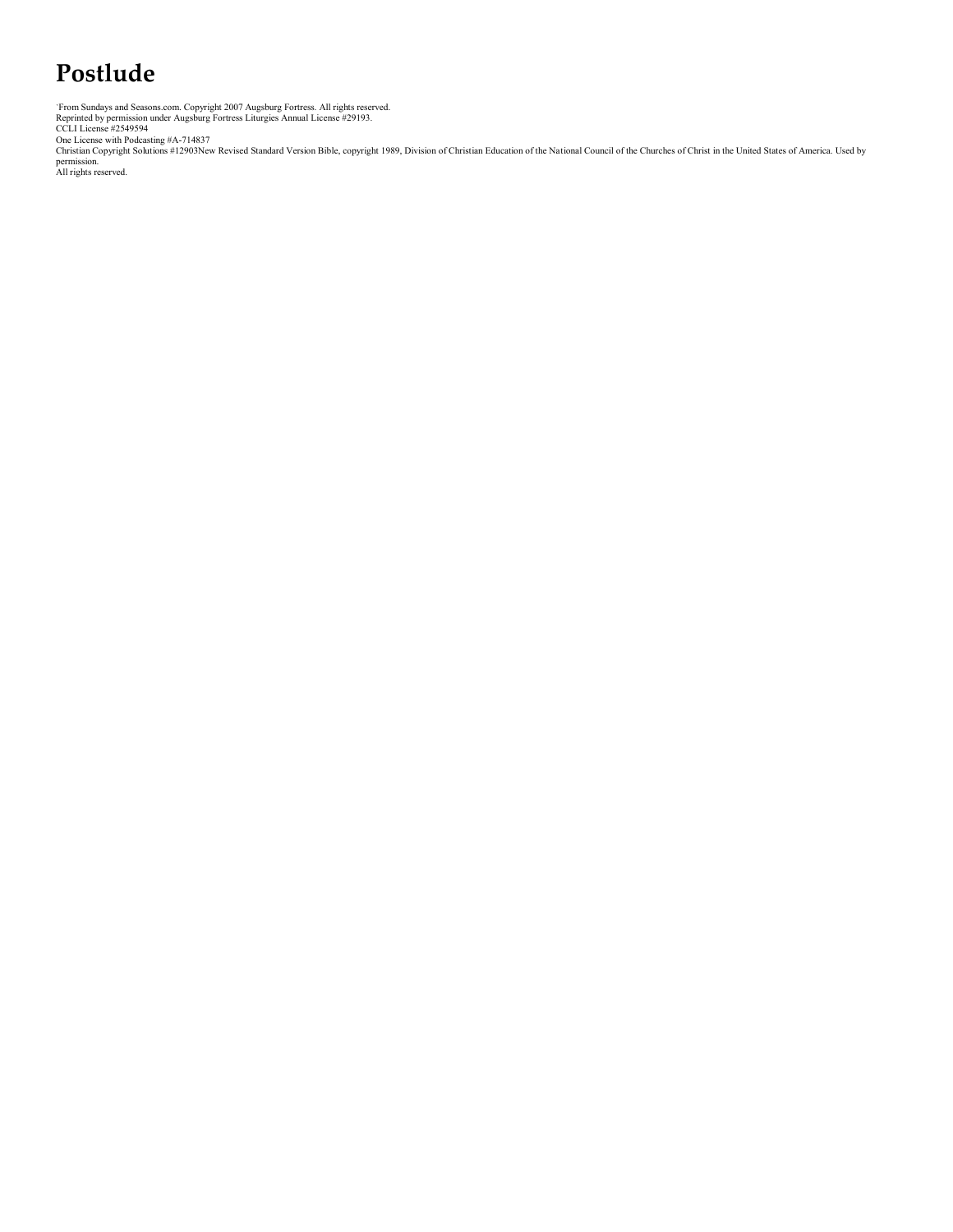# Postlude

From Sundays and Seasons.com. Copyright 2007 Augsburg Fortress. All rights reserved.
Reprinted by permission under Augsburg Fortress Liturgies Annual License #29193.
CCLI License #2549594
One License with Podcasting #A-714837
Christian Copyright Solutions #12903New Revised Standard Version Bible, copyright 1989, Division of Christian Education of the National Council of the Churches of Christ in the United States of America. Used by permission.
All rights reserved.